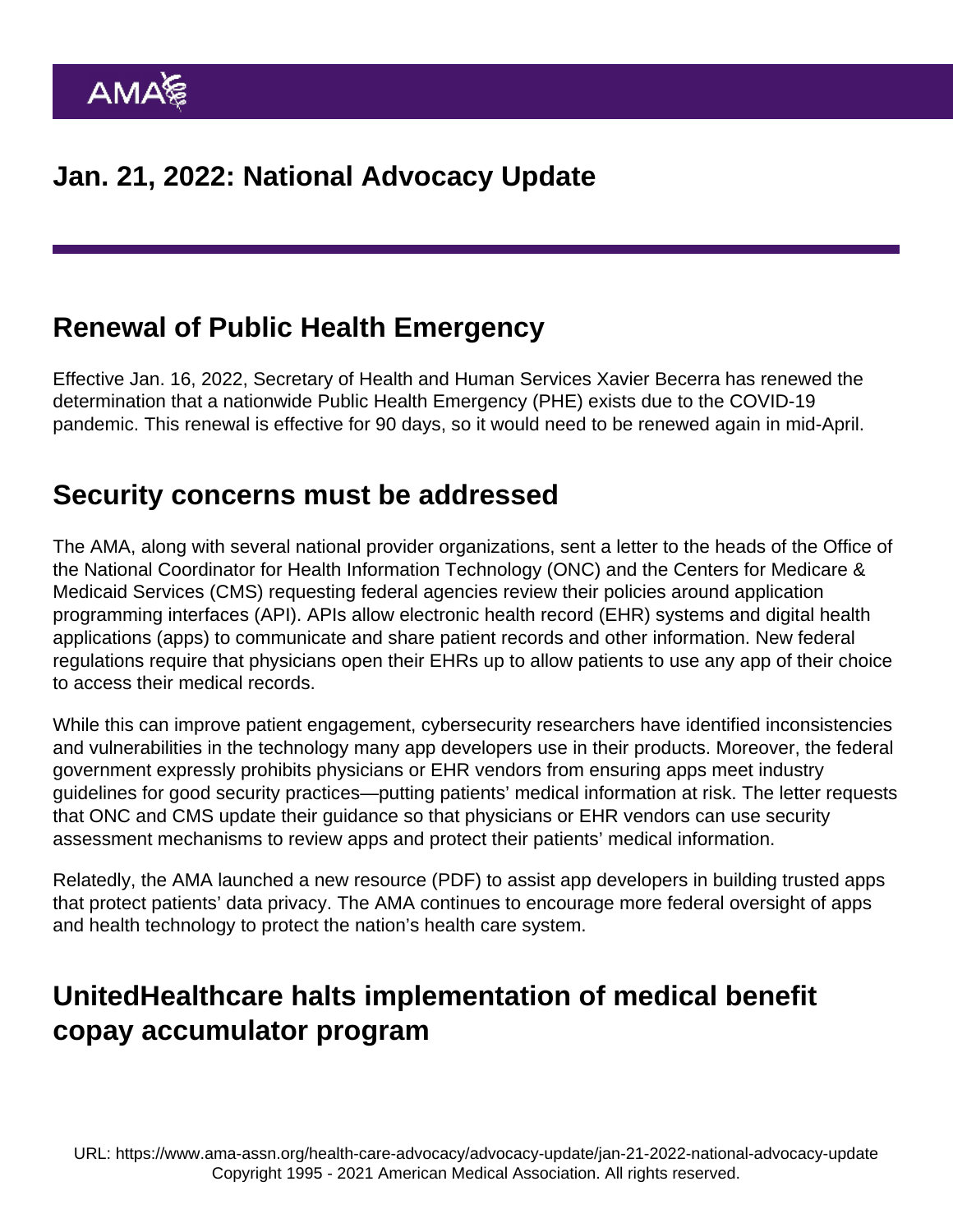# Jan. 21, 2022: National Advocacy Update

## Renewal of Public Health Emergency

Effective Jan. 16, 2022, Secretary of Health and Human Services Xavier Becerra has renewed the determination that a nationwide Public Health Emergency (PHE) exists due to the COVID-19 pandemic. This renewal is effective for 90 days, so it would need to be renewed again in mid-April.

## Security concerns must be addressed

The AMA, along with several national provider organizations, sent a letter to the heads of the Office of the National Coordinator for Health Information Technology (ONC) and the Centers for Medicare & Medicaid Services (CMS) requesting federal agencies review their policies around application programming interfaces (API). APIs allow electronic health record (EHR) systems and digital health applications (apps) to communicate and share patient records and other information. New federal regulations require that physicians open their EHRs up to allow patients to use any app of their choice to access their medical records.

While this can improve patient engagement, cybersecurity researchers have identified inconsistencies and vulnerabilities in the technology many app developers use in their products. Moreover, the federal government expressly prohibits physicians or EHR vendors from ensuring apps meet industry guidelines for good security practices—putting patients' medical information at risk. The letter requests that ONC and CMS update their guidance so that physicians or EHR vendors can use security assessment mechanisms to review apps and protect their patients' medical information.

Relatedly, the AMA launched a new resource (PDF) to assist app developers in building trusted apps that protect patients' data privacy. The AMA continues to encourage more federal oversight of apps and health technology to protect the nation's health care system.

## UnitedHealthcare halts implementation of medical benefit copay accumulator program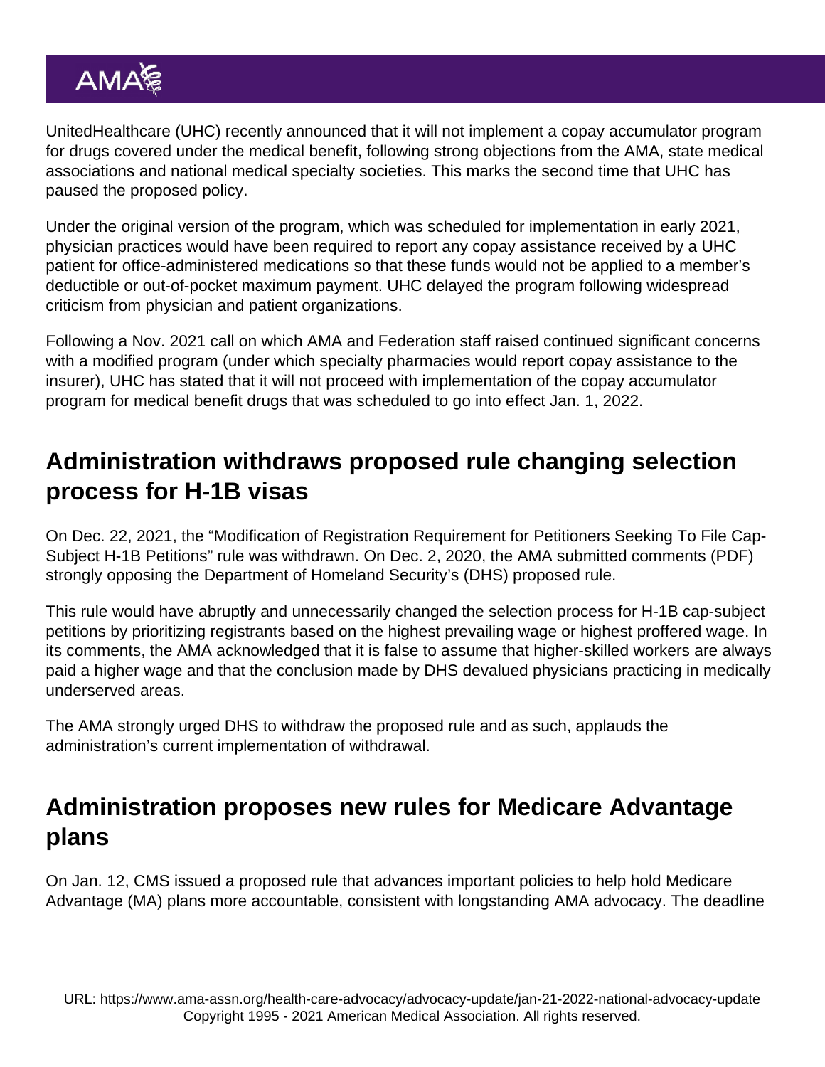UnitedHealthcare (UHC) recently announced that it will not implement a copay accumulator program for drugs covered under the medical benefit, following strong objections from the AMA, state medical associations and national medical specialty societies. This marks the second time that UHC has paused the proposed policy.

Under the original version of the program, which was scheduled for implementation in early 2021, physician practices would have been required to report any copay assistance received by a UHC patient for office-administered medications so that these funds would not be applied to a member's deductible or out-of-pocket maximum payment. UHC delayed the program following widespread criticism from physician and patient organizations.

Following a Nov. 2021 call on which AMA and Federation staff raised continued significant concerns with a modified program (under which specialty pharmacies would report copay assistance to the insurer), UHC has stated that it will not proceed with implementation of the copay accumulator program for medical benefit drugs that was scheduled to go into effect Jan. 1, 2022.

## Administration withdraws proposed rule changing selection process for H-1B visas

On Dec. 22, 2021, the "Modification of Registration Requirement for Petitioners Seeking To File Cap-Subject H-1B Petitions" rule was withdrawn. On Dec. 2, 2020, the AMA submitted comments (PDF) strongly opposing the Department of Homeland Security's (DHS) proposed rule.

This rule would have abruptly and unnecessarily changed the selection process for H-1B cap-subject petitions by prioritizing registrants based on the highest prevailing wage or highest proffered wage. In its comments, the AMA acknowledged that it is false to assume that higher-skilled workers are always paid a higher wage and that the conclusion made by DHS devalued physicians practicing in medically underserved areas.

The AMA strongly urged DHS to withdraw the proposed rule and as such, applauds the administration's current implementation of withdrawal.

## Administration proposes new rules for Medicare Advantage plans

On Jan. 12, CMS issued a proposed rule that advances important policies to help hold Medicare Advantage (MA) plans more accountable, consistent with longstanding AMA advocacy. The deadline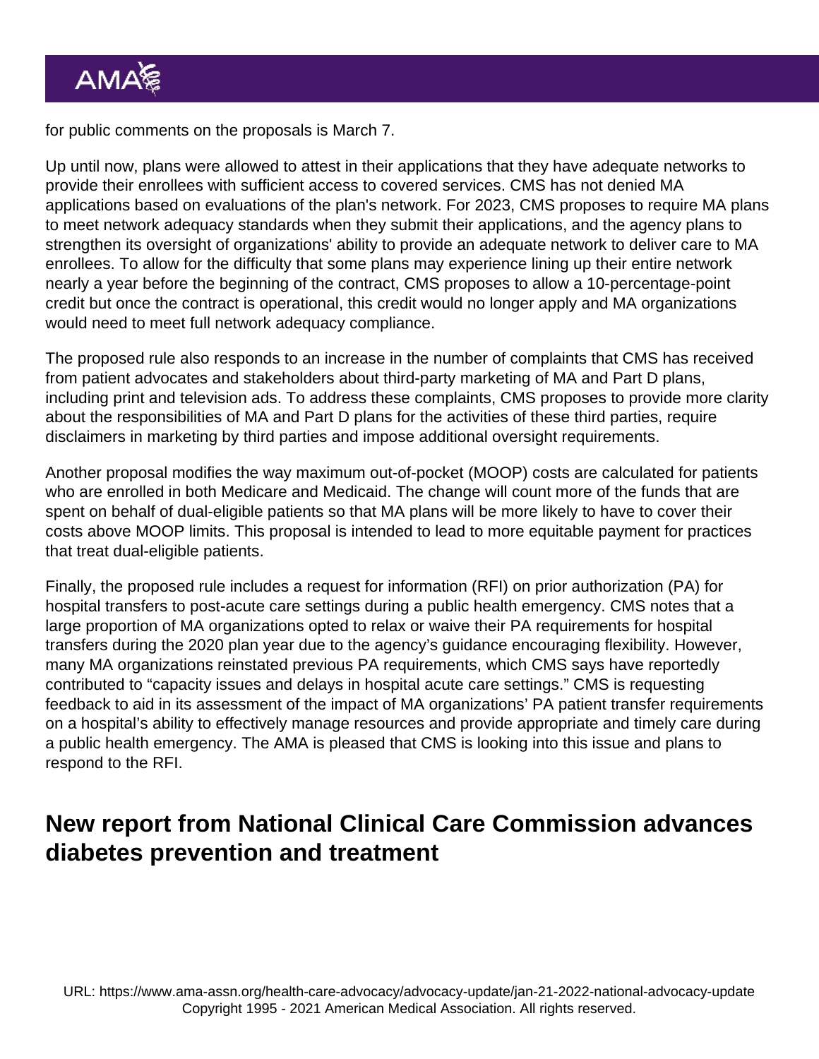for public comments on the proposals is March 7.

Up until now, plans were allowed to attest in their applications that they have adequate networks to provide their enrollees with sufficient access to covered services. CMS has not denied MA applications based on evaluations of the plan's network. For 2023, CMS proposes to require MA plans to meet network adequacy standards when they submit their applications, and the agency plans to strengthen its oversight of organizations' ability to provide an adequate network to deliver care to MA enrollees. To allow for the difficulty that some plans may experience lining up their entire network nearly a year before the beginning of the contract, CMS proposes to allow a 10-percentage-point credit but once the contract is operational, this credit would no longer apply and MA organizations would need to meet full network adequacy compliance.

The proposed rule also responds to an increase in the number of complaints that CMS has received from patient advocates and stakeholders about third-party marketing of MA and Part D plans, including print and television ads. To address these complaints, CMS proposes to provide more clarity about the responsibilities of MA and Part D plans for the activities of these third parties, require disclaimers in marketing by third parties and impose additional oversight requirements.

Another proposal modifies the way maximum out-of-pocket (MOOP) costs are calculated for patients who are enrolled in both Medicare and Medicaid. The change will count more of the funds that are spent on behalf of dual-eligible patients so that MA plans will be more likely to have to cover their costs above MOOP limits. This proposal is intended to lead to more equitable payment for practices that treat dual-eligible patients.

Finally, the proposed rule includes a request for information (RFI) on prior authorization (PA) for hospital transfers to post-acute care settings during a public health emergency. CMS notes that a large proportion of MA organizations opted to relax or waive their PA requirements for hospital transfers during the 2020 plan year due to the agency's guidance encouraging flexibility. However, many MA organizations reinstated previous PA requirements, which CMS says have reportedly contributed to "capacity issues and delays in hospital acute care settings." CMS is requesting feedback to aid in its assessment of the impact of MA organizations' PA patient transfer requirements on a hospital's ability to effectively manage resources and provide appropriate and timely care during a public health emergency. The AMA is pleased that CMS is looking into this issue and plans to respond to the RFI.

## New report from National Clinical Care Commission advances diabetes prevention and treatment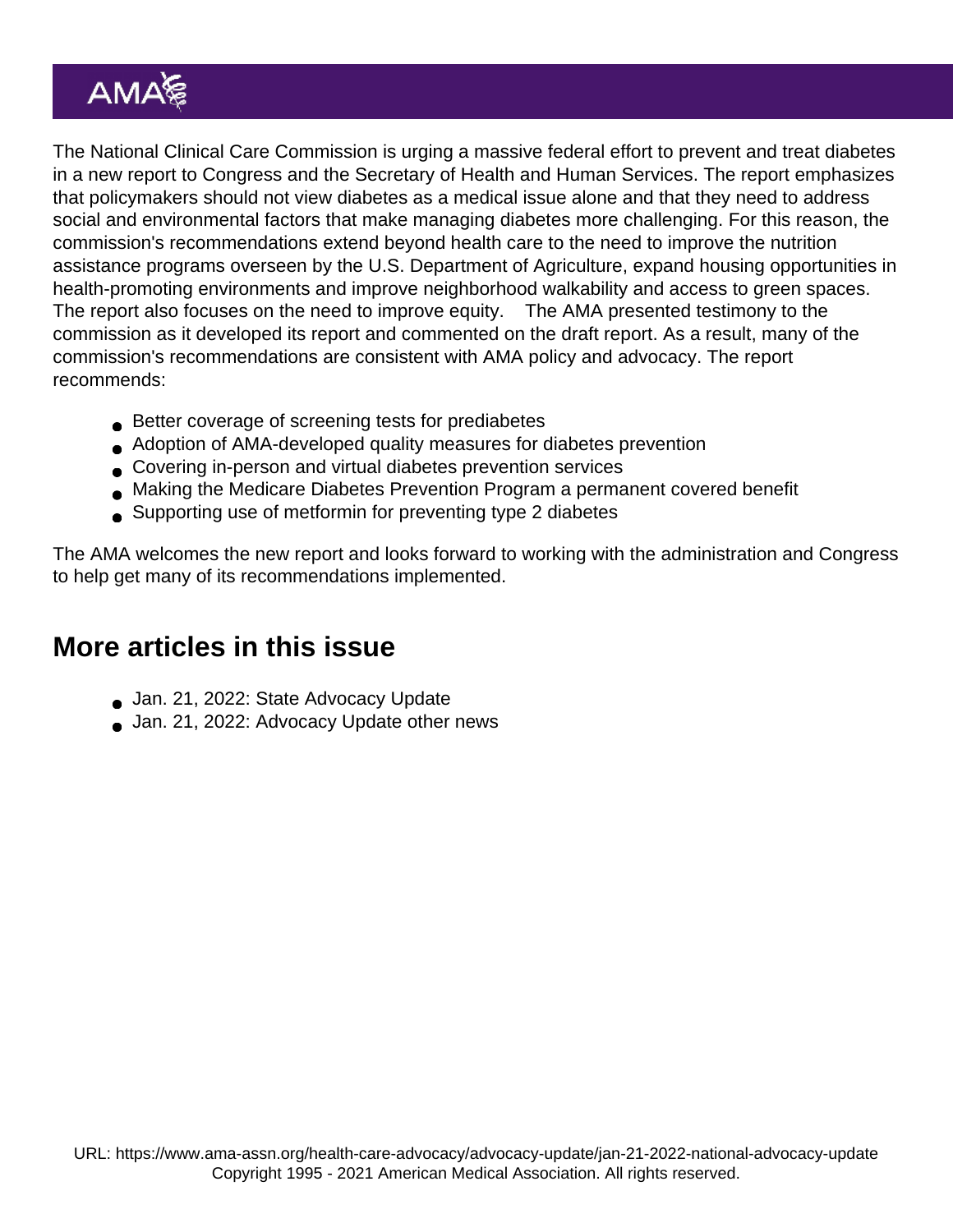The National Clinical Care Commission is urging a massive federal effort to prevent and treat diabetes in a new report to Congress and the Secretary of Health and Human Services. The report emphasizes that policymakers should not view diabetes as a medical issue alone and that they need to address social and environmental factors that make managing diabetes more challenging. For this reason, the commission's recommendations extend beyond health care to the need to improve the nutrition assistance programs overseen by the U.S. Department of Agriculture, expand housing opportunities in health-promoting environments and improve neighborhood walkability and access to green spaces. The report also focuses on the need to improve equity. The AMA presented testimony to the commission as it developed its report and commented on the draft report. As a result, many of the commission's recommendations are consistent with AMA policy and advocacy. The report recommends:

- Better coverage of screening tests for prediabetes
- Adoption of AMA-developed quality measures for diabetes prevention
- Covering in-person and virtual diabetes prevention services
- Making the Medicare Diabetes Prevention Program a permanent covered benefit
- Supporting use of metformin for preventing type 2 diabetes

The AMA welcomes the new report and looks forward to working with the administration and Congress to help get many of its recommendations implemented.

## More articles in this issue

- Jan. 21, 2022: State Advocacy Update
- Jan. 21, 2022: Advocacy Update other news